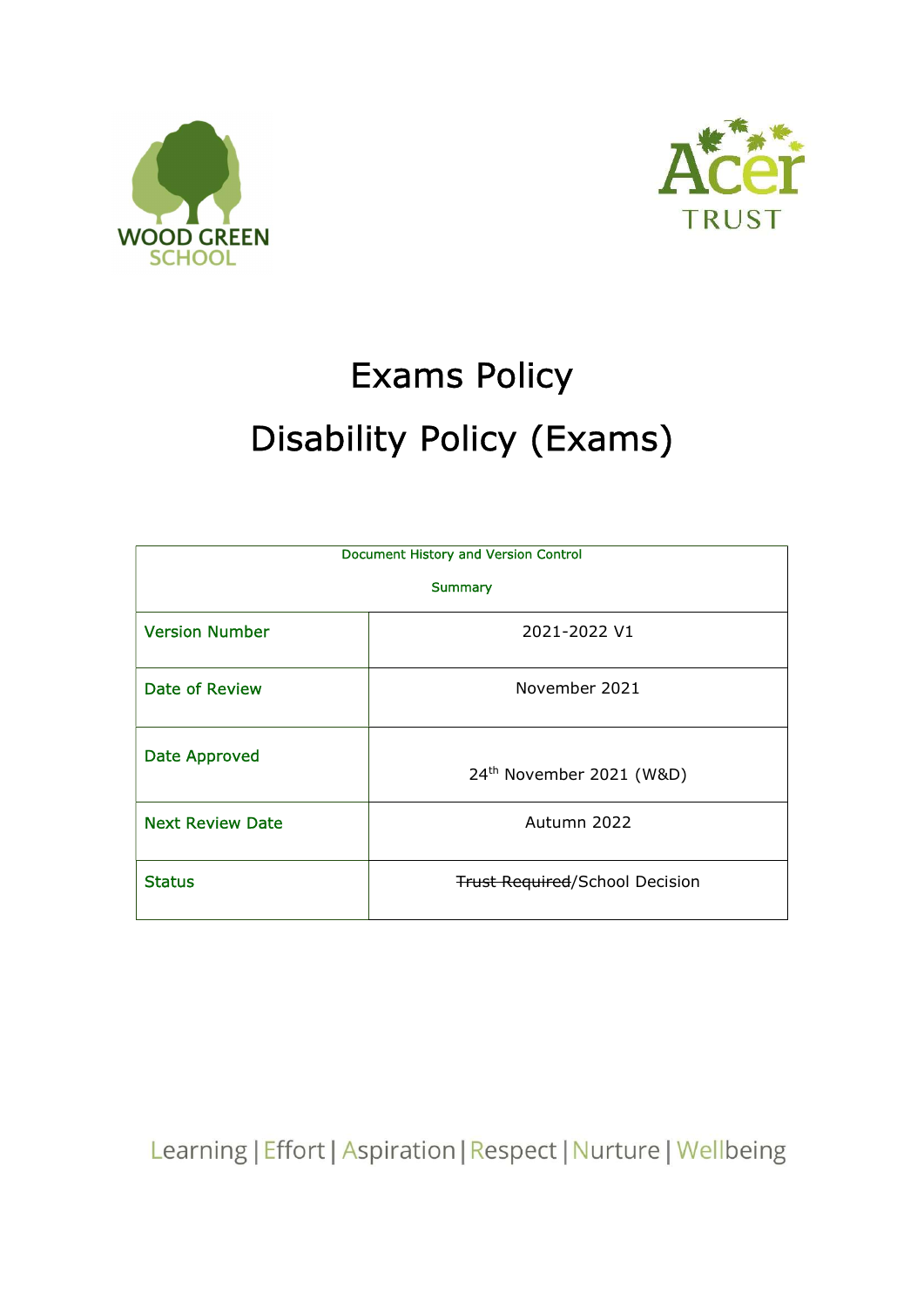WOOD GREEN SCHOOL

Acer TRUST

# Exams Policy

# Disability Policy (Exams)

| Document History and Version Control<br><br>Summary | |
|---|---|
| Version Number | 2021-2022 V1 |
| Date of Review | November 2021 |
| Date Approved | 24th November 2021 (W&D) |
| Next Review Date | Autumn 2022 |
| Status | ~~Trust Required~~/School Decision |

Learning | Effort | Aspiration | Respect | Nurture | Wellbeing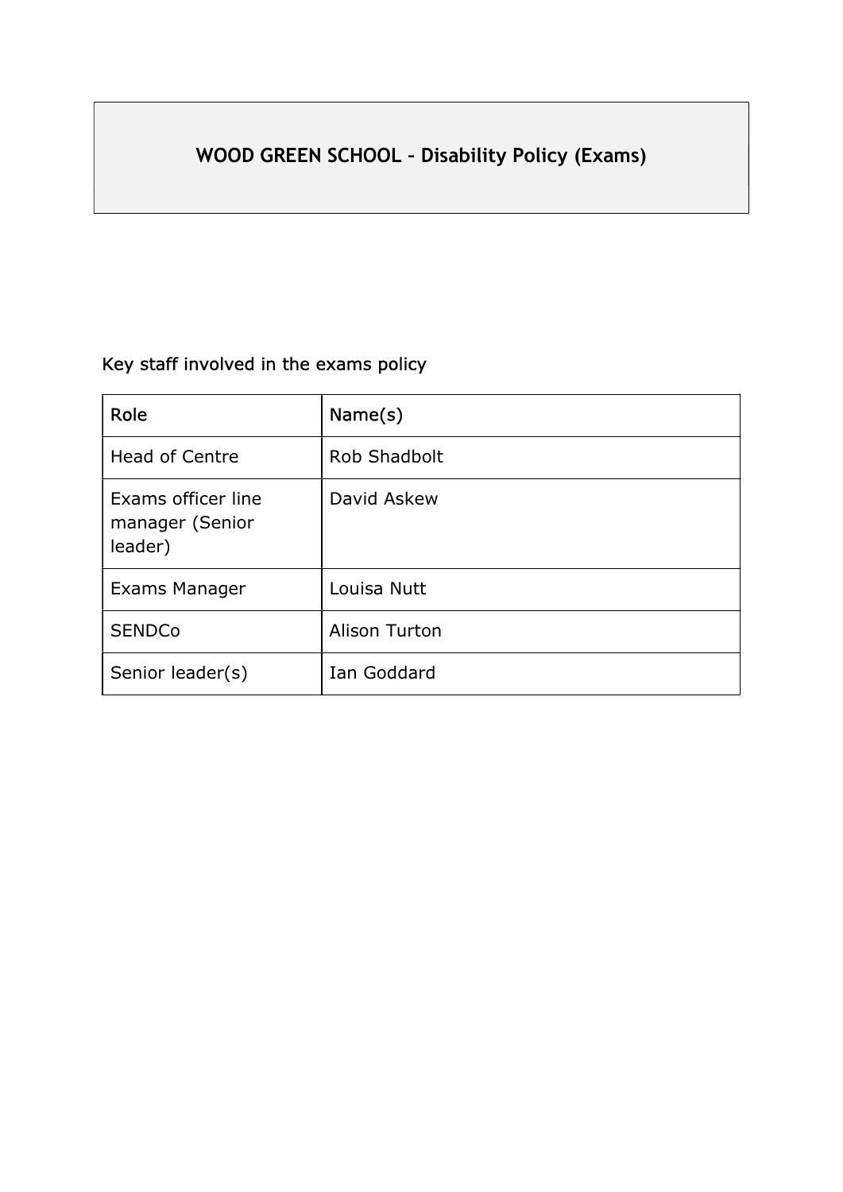# WOOD GREEN SCHOOL – Disability Policy (Exams)

Key staff involved in the exams policy

| Role | Name(s) |
|---|---|
| Head of Centre | Rob Shadbolt |
| Exams officer line manager (Senior leader) | David Askew |
| Exams Manager | Louisa Nutt |
| SENDCo | Alison Turton |
| Senior leader(s) | Ian Goddard |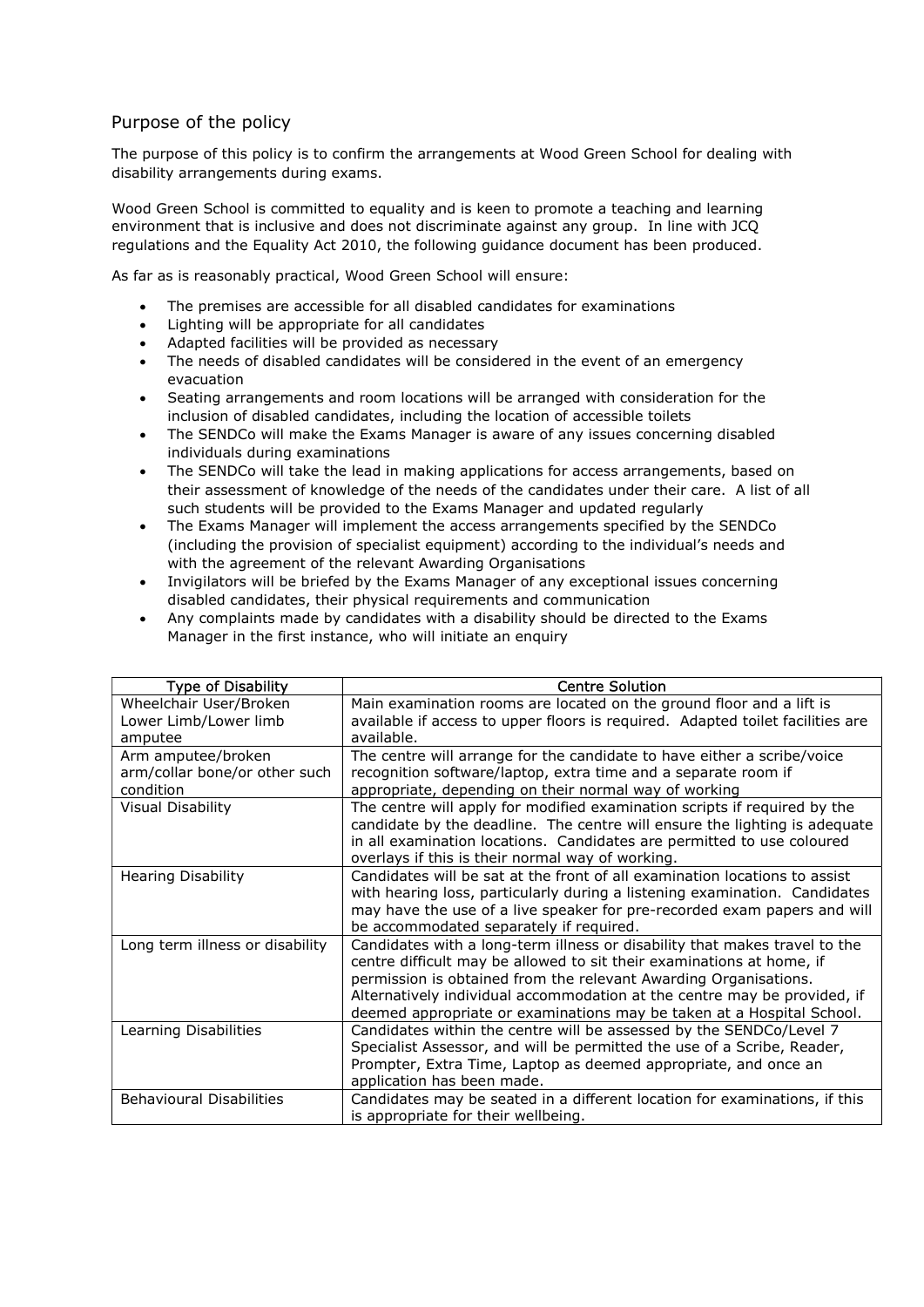## Purpose of the policy

The purpose of this policy is to confirm the arrangements at Wood Green School for dealing with disability arrangements during exams.

Wood Green School is committed to equality and is keen to promote a teaching and learning environment that is inclusive and does not discriminate against any group. In line with JCQ regulations and the Equality Act 2010, the following guidance document has been produced.

As far as is reasonably practical, Wood Green School will ensure:

- The premises are accessible for all disabled candidates for examinations
- Lighting will be appropriate for all candidates
- Adapted facilities will be provided as necessary
- The needs of disabled candidates will be considered in the event of an emergency evacuation
- Seating arrangements and room locations will be arranged with consideration for the inclusion of disabled candidates, including the location of accessible toilets
- The SENDCo will make the Exams Manager is aware of any issues concerning disabled individuals during examinations
- The SENDCo will take the lead in making applications for access arrangements, based on their assessment of knowledge of the needs of the candidates under their care. A list of all such students will be provided to the Exams Manager and updated regularly
- The Exams Manager will implement the access arrangements specified by the SENDCo (including the provision of specialist equipment) according to the individual's needs and with the agreement of the relevant Awarding Organisations
- Invigilators will be briefed by the Exams Manager of any exceptional issues concerning disabled candidates, their physical requirements and communication
- Any complaints made by candidates with a disability should be directed to the Exams Manager in the first instance, who will initiate an enquiry

| Type of Disability | Centre Solution |
|---|---|
| Wheelchair User/Broken Lower Limb/Lower limb amputee | Main examination rooms are located on the ground floor and a lift is available if access to upper floors is required. Adapted toilet facilities are available. |
| Arm amputee/broken arm/collar bone/or other such condition | The centre will arrange for the candidate to have either a scribe/voice recognition software/laptop, extra time and a separate room if appropriate, depending on their normal way of working |
| Visual Disability | The centre will apply for modified examination scripts if required by the candidate by the deadline. The centre will ensure the lighting is adequate in all examination locations. Candidates are permitted to use coloured overlays if this is their normal way of working. |
| Hearing Disability | Candidates will be sat at the front of all examination locations to assist with hearing loss, particularly during a listening examination. Candidates may have the use of a live speaker for pre-recorded exam papers and will be accommodated separately if required. |
| Long term illness or disability | Candidates with a long-term illness or disability that makes travel to the centre difficult may be allowed to sit their examinations at home, if permission is obtained from the relevant Awarding Organisations. Alternatively individual accommodation at the centre may be provided, if deemed appropriate or examinations may be taken at a Hospital School. |
| Learning Disabilities | Candidates within the centre will be assessed by the SENDCo/Level 7 Specialist Assessor, and will be permitted the use of a Scribe, Reader, Prompter, Extra Time, Laptop as deemed appropriate, and once an application has been made. |
| Behavioural Disabilities | Candidates may be seated in a different location for examinations, if this is appropriate for their wellbeing. |